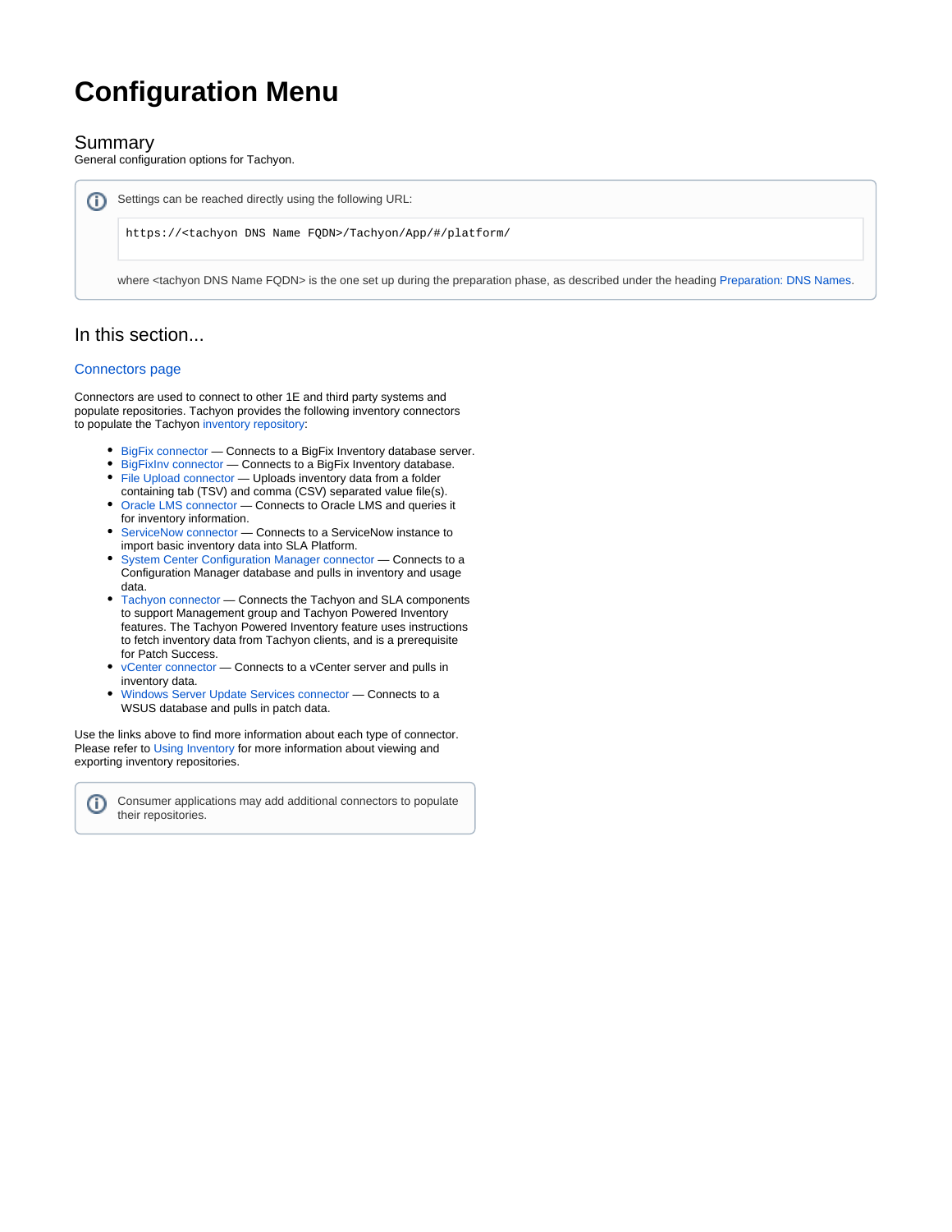# Configuration Menu

## Summary

General configuration options for Tachyon.

> Settings can be reached directly using the following URL:
>
> ```
> https://<tachyon DNS Name FQDN>/Tachyon/App/#/platform/
> ```
>
> where <tachyon DNS Name FQDN> is the one set up during the preparation phase, as described under the heading Preparation: DNS Names.

## In this section...

### Connectors page

Connectors are used to connect to other 1E and third party systems and populate repositories. Tachyon provides the following inventory connectors to populate the Tachyon inventory repository:

- BigFix connector — Connects to a BigFix Inventory database server.
- BigFixInv connector — Connects to a BigFix Inventory database.
- File Upload connector — Uploads inventory data from a folder containing tab (TSV) and comma (CSV) separated value file(s).
- Oracle LMS connector — Connects to Oracle LMS and queries it for inventory information.
- ServiceNow connector — Connects to a ServiceNow instance to import basic inventory data into SLA Platform.
- System Center Configuration Manager connector — Connects to a Configuration Manager database and pulls in inventory and usage data.
- Tachyon connector — Connects the Tachyon and SLA components to support Management group and Tachyon Powered Inventory features. The Tachyon Powered Inventory feature uses instructions to fetch inventory data from Tachyon clients, and is a prerequisite for Patch Success.
- vCenter connector — Connects to a vCenter server and pulls in inventory data.
- Windows Server Update Services connector — Connects to a WSUS database and pulls in patch data.

Use the links above to find more information about each type of connector. Please refer to Using Inventory for more information about viewing and exporting inventory repositories.

> Consumer applications may add additional connectors to populate their repositories.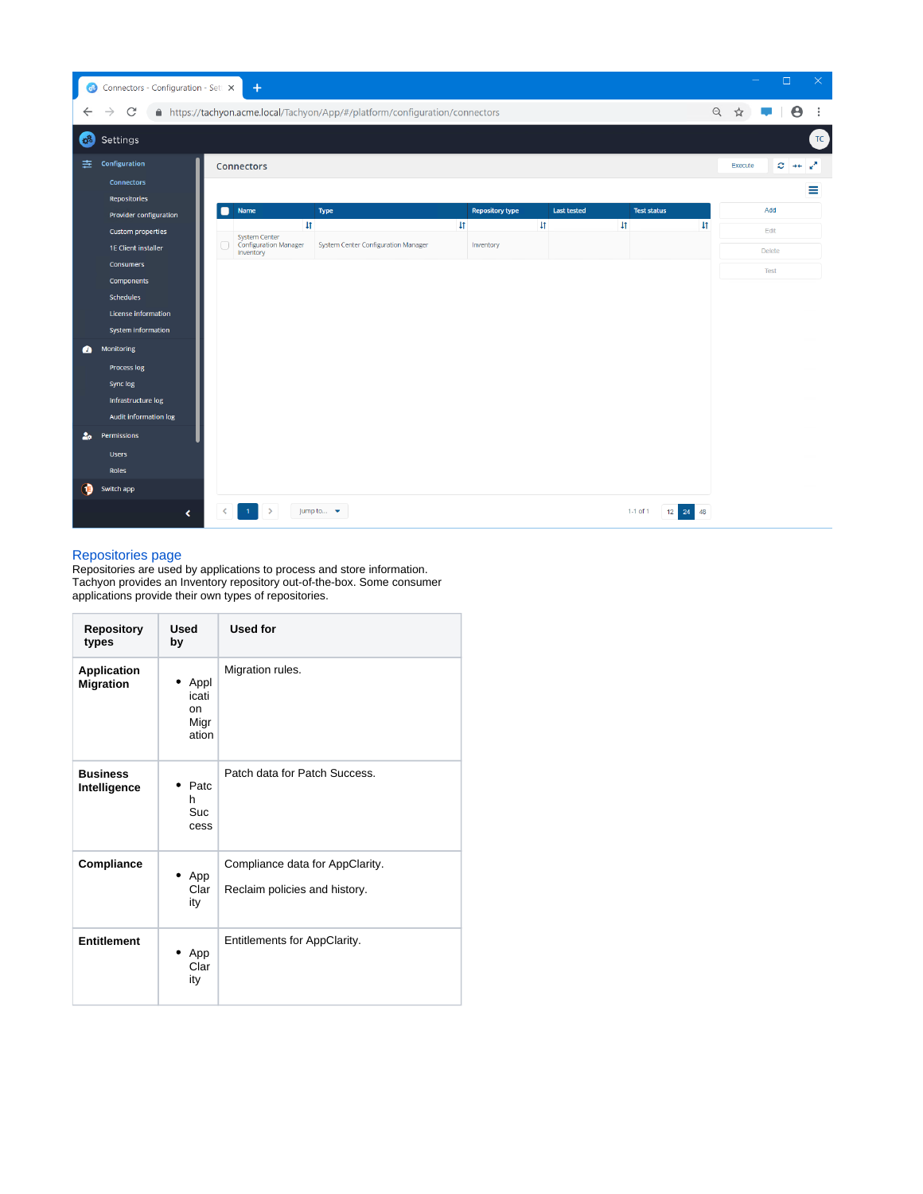Connectors - Configuration - Set

https://tachyon.acme.local/Tachyon/App/#/platform/configuration/connectors

Settings

Configuration
- Connectors
- Repositories
- Provider configuration
- Custom properties
- 1E Client installer
- Consumers
- Components
- Schedules
- License information
- System information

Monitoring
- Process log
- Sync log
- Infrastructure log
- Audit information log

Permissions
- Users
- Roles

Switch app

Connectors

Execute

| Name | Type | Repository type | Last tested | Test status |
|---|---|---|---|---|
| System Center Configuration Manager Inventory | System Center Configuration Manager | Inventory | | |

Add

Edit

Delete

Test

1 Jump to... 1-1 of 1 12 24 48

## Repositories page

Repositories are used by applications to process and store information. Tachyon provides an Inventory repository out-of-the-box. Some consumer applications provide their own types of repositories.

| Repository types | Used by | Used for |
|---|---|---|
| **Application Migration** | • Application Migration | Migration rules. |
| **Business Intelligence** | • Patch Success | Patch data for Patch Success. |
| **Compliance** | • AppClarity | Compliance data for AppClarity.<br><br>Reclaim policies and history. |
| **Entitlement** | • AppClarity | Entitlements for AppClarity. |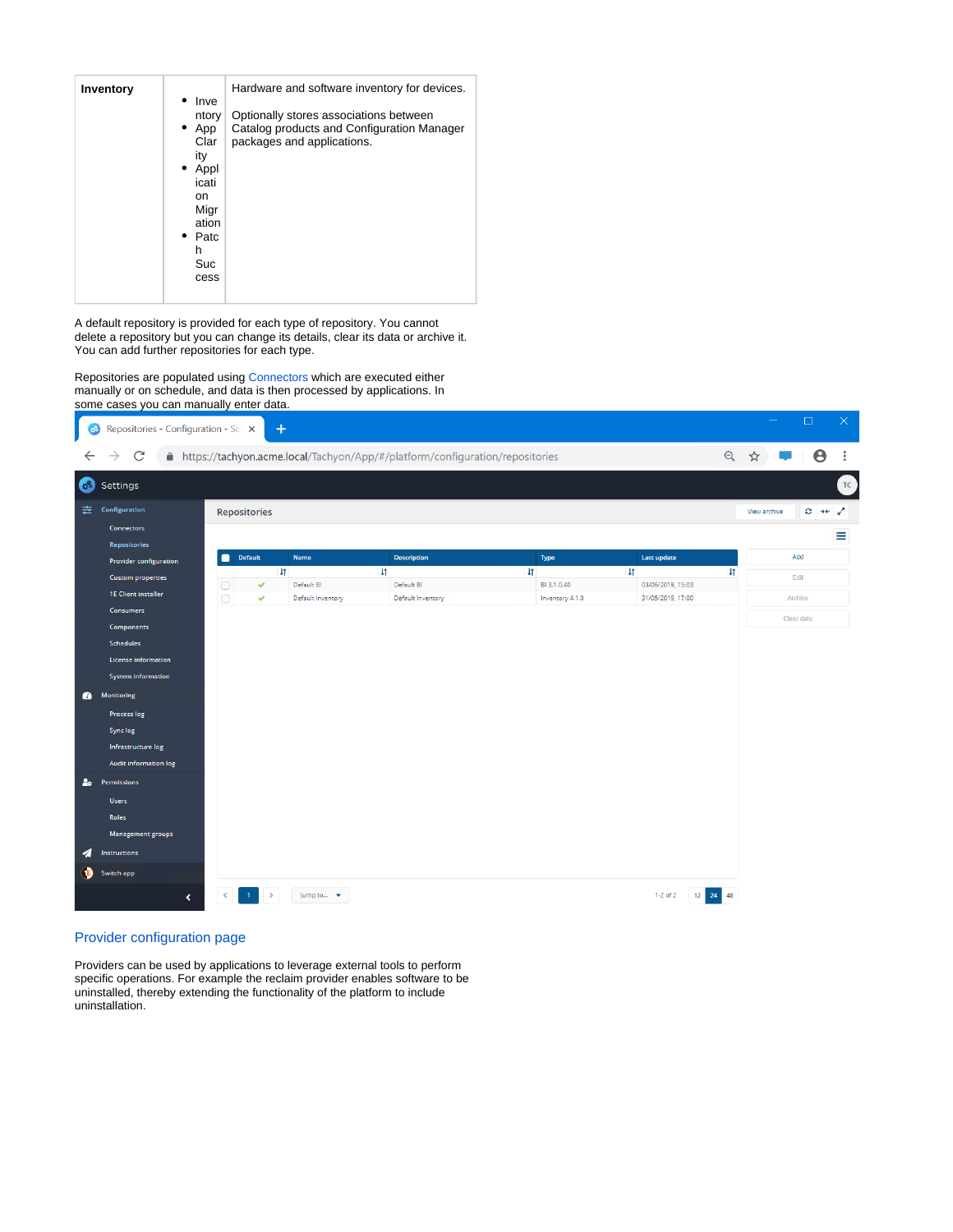| Inventory | <ul><li>Inventory</li><li>App Clarity</li><li>Application Migration</li><li>Patch Success</li></ul> | Hardware and software inventory for devices.<br><br>Optionally stores associations between Catalog products and Configuration Manager packages and applications. |
|---|---|---|

A default repository is provided for each type of repository. You cannot delete a repository but you can change its details, clear its data or archive it. You can add further repositories for each type.

Repositories are populated using Connectors which are executed either manually or on schedule, and data is then processed by applications. In some cases you can manually enter data.

## Provider configuration page

Providers can be used by applications to leverage external tools to perform specific operations. For example the reclaim provider enables software to be uninstalled, thereby extending the functionality of the platform to include uninstallation.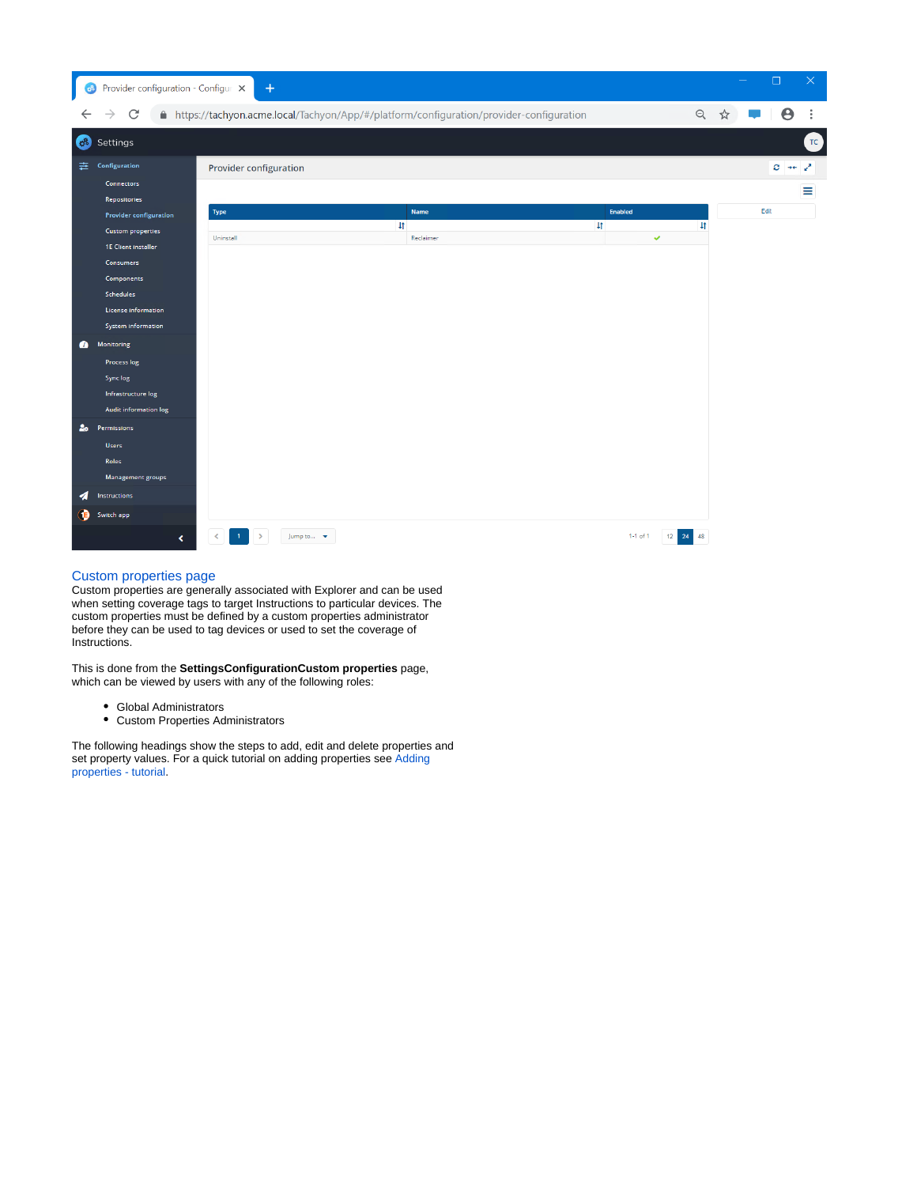## Custom properties page

Custom properties are generally associated with Explorer and can be used when setting coverage tags to target Instructions to particular devices. The custom properties must be defined by a custom properties administrator before they can be used to tag devices or used to set the coverage of Instructions.

This is done from the **SettingsConfigurationCustom properties** page, which can be viewed by users with any of the following roles:

- Global Administrators
- Custom Properties Administrators

The following headings show the steps to add, edit and delete properties and set property values. For a quick tutorial on adding properties see Adding properties - tutorial.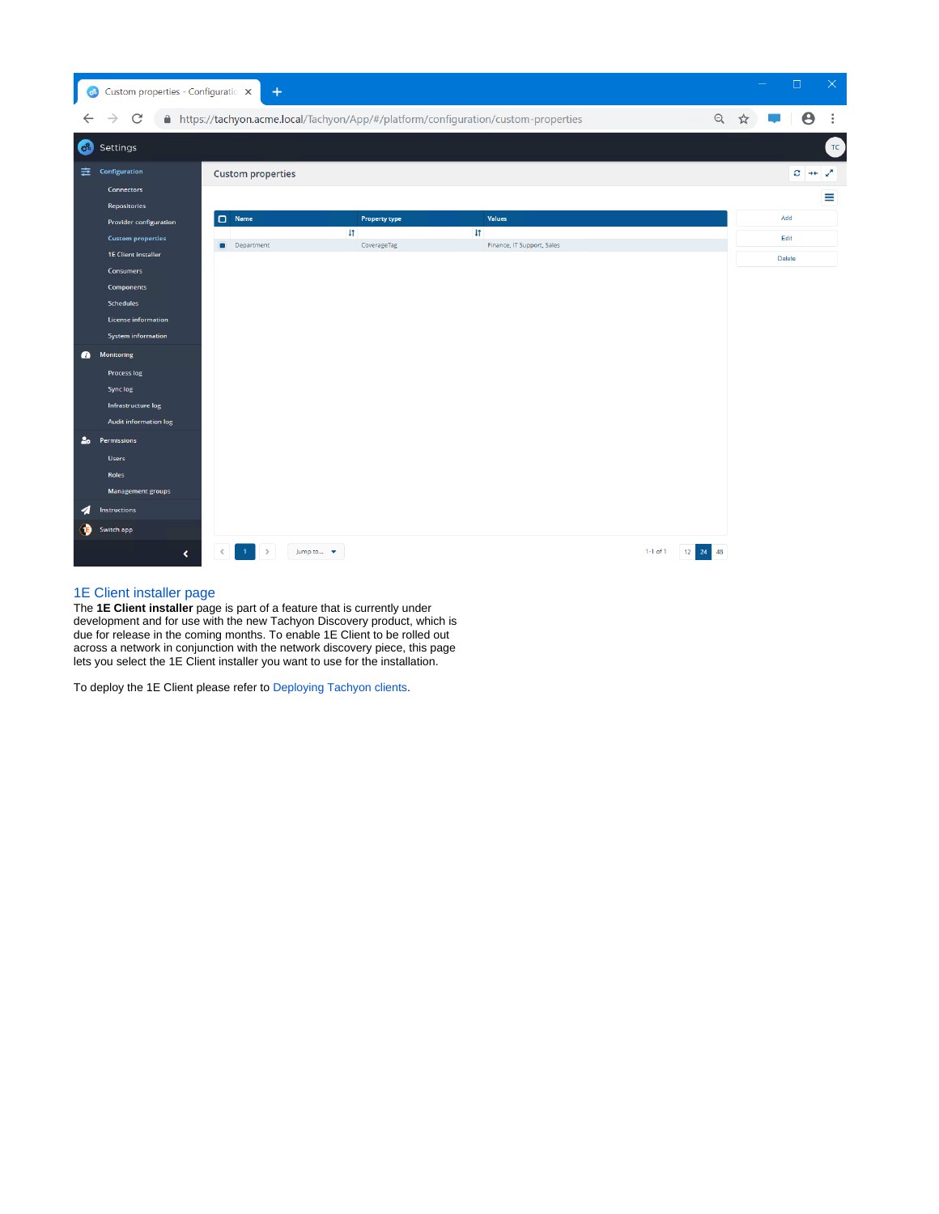## 1E Client installer page

The **1E Client installer** page is part of a feature that is currently under development and for use with the new Tachyon Discovery product, which is due for release in the coming months. To enable 1E Client to be rolled out across a network in conjunction with the network discovery piece, this page lets you select the 1E Client installer you want to use for the installation.

To deploy the 1E Client please refer to Deploying Tachyon clients.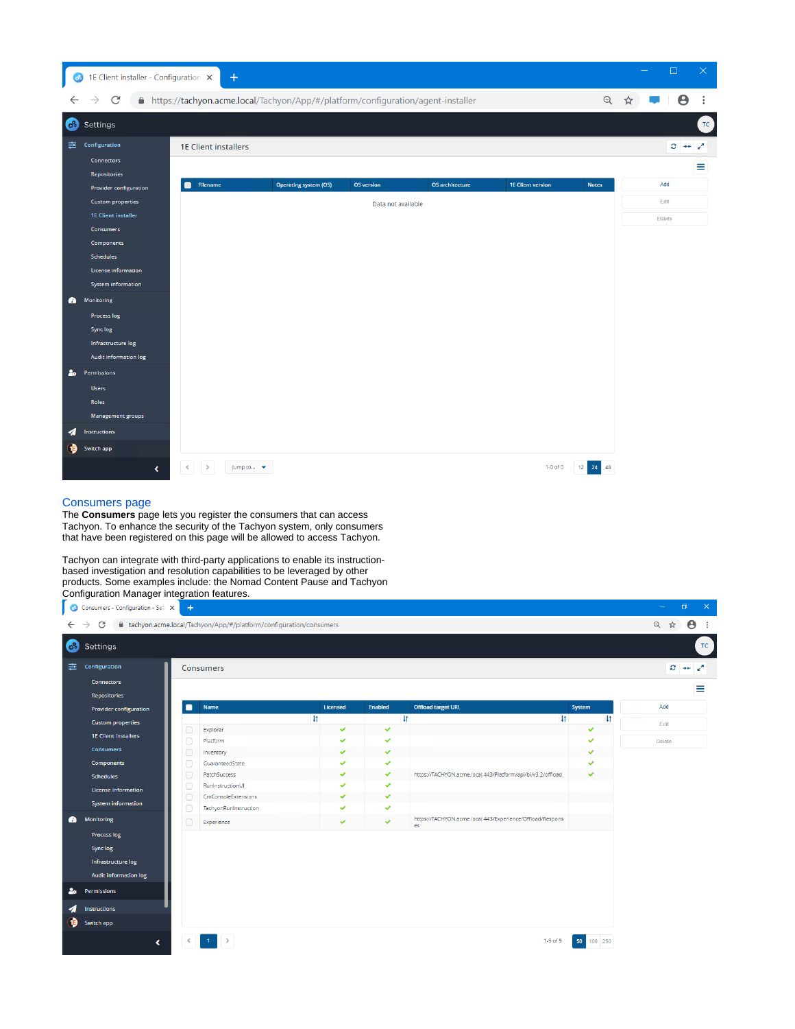## Consumers page

The **Consumers** page lets you register the consumers that can access Tachyon. To enhance the security of the Tachyon system, only consumers that have been registered on this page will be allowed to access Tachyon.

Tachyon can integrate with third-party applications to enable its instruction-based investigation and resolution capabilities to be leveraged by other products. Some examples include: the Nomad Content Pause and Tachyon Configuration Manager integration features.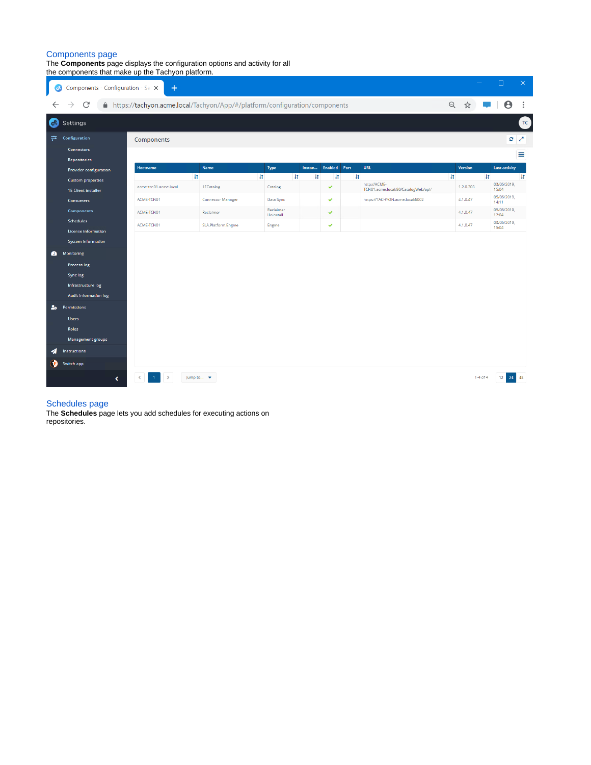## Components page

The **Components** page displays the configuration options and activity for all the components that make up the Tachyon platform.

## Schedules page

The **Schedules** page lets you add schedules for executing actions on repositories.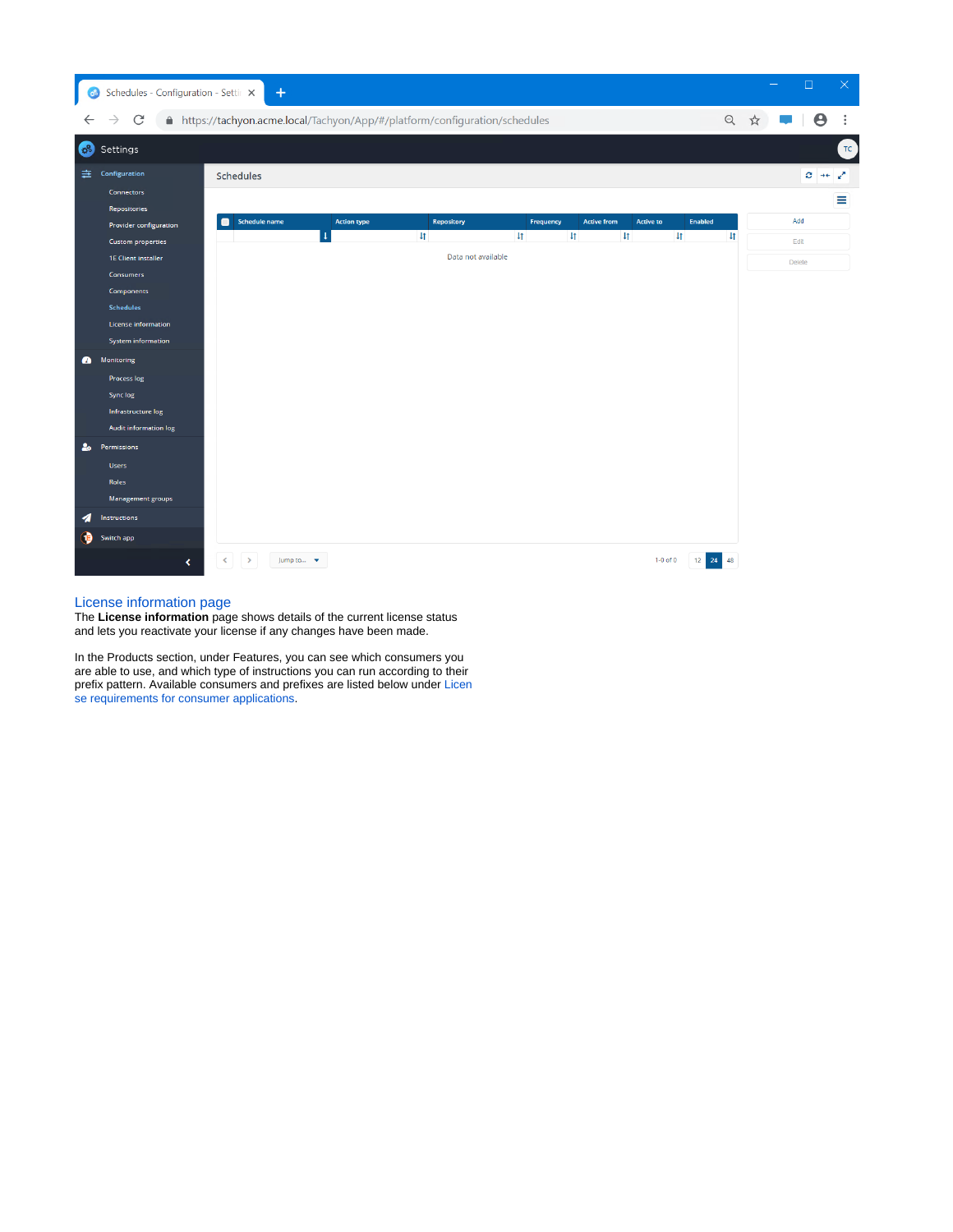## License information page

The **License information** page shows details of the current license status and lets you reactivate your license if any changes have been made.

In the Products section, under Features, you can see which consumers you are able to use, and which type of instructions you can run according to their prefix pattern. Available consumers and prefixes are listed below under License requirements for consumer applications.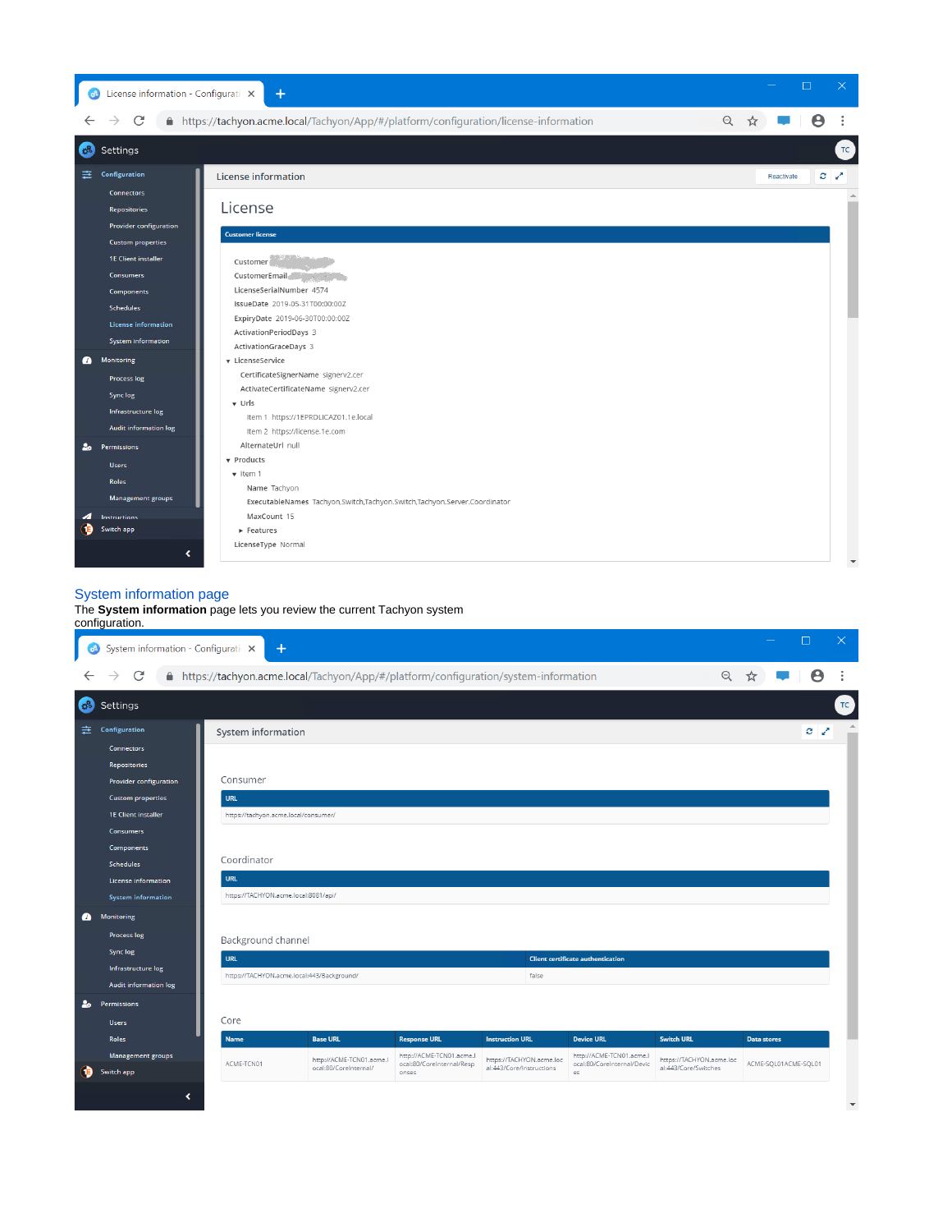## System information page

The **System information** page lets you review the current Tachyon system configuration.